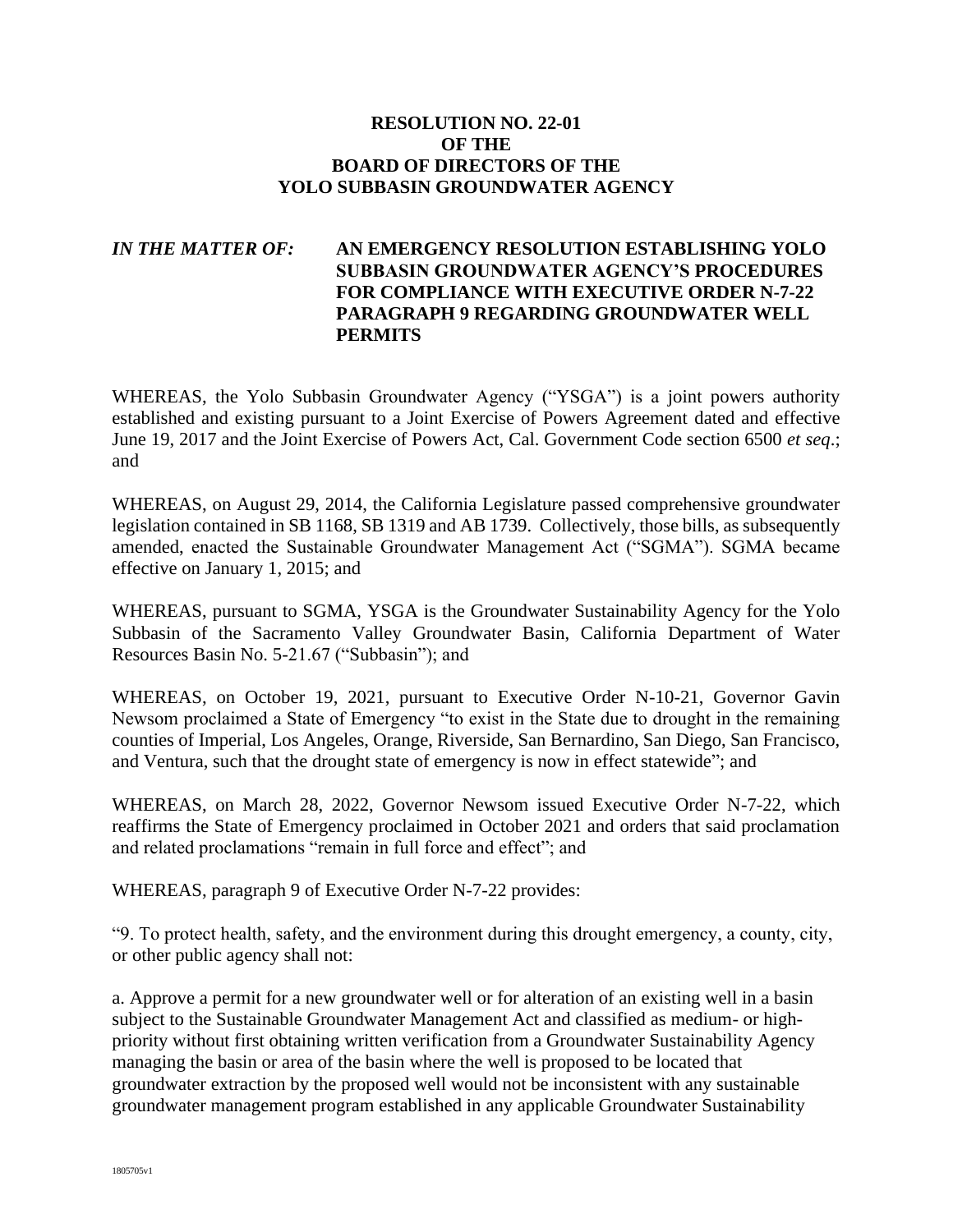**RESOLUTION NO. 22-01**
**OF THE**
**BOARD OF DIRECTORS OF THE**
**YOLO SUBBASIN GROUNDWATER AGENCY**

***IN THE MATTER OF:*** **AN EMERGENCY RESOLUTION ESTABLISHING YOLO SUBBASIN GROUNDWATER AGENCY'S PROCEDURES FOR COMPLIANCE WITH EXECUTIVE ORDER N-7-22 PARAGRAPH 9 REGARDING GROUNDWATER WELL PERMITS**

WHEREAS, the Yolo Subbasin Groundwater Agency ("YSGA") is a joint powers authority established and existing pursuant to a Joint Exercise of Powers Agreement dated and effective June 19, 2017 and the Joint Exercise of Powers Act, Cal. Government Code section 6500 *et seq*.; and

WHEREAS, on August 29, 2014, the California Legislature passed comprehensive groundwater legislation contained in SB 1168, SB 1319 and AB 1739. Collectively, those bills, as subsequently amended, enacted the Sustainable Groundwater Management Act ("SGMA"). SGMA became effective on January 1, 2015; and

WHEREAS, pursuant to SGMA, YSGA is the Groundwater Sustainability Agency for the Yolo Subbasin of the Sacramento Valley Groundwater Basin, California Department of Water Resources Basin No. 5-21.67 ("Subbasin"); and

WHEREAS, on October 19, 2021, pursuant to Executive Order N-10-21, Governor Gavin Newsom proclaimed a State of Emergency "to exist in the State due to drought in the remaining counties of Imperial, Los Angeles, Orange, Riverside, San Bernardino, San Diego, San Francisco, and Ventura, such that the drought state of emergency is now in effect statewide"; and

WHEREAS, on March 28, 2022, Governor Newsom issued Executive Order N-7-22, which reaffirms the State of Emergency proclaimed in October 2021 and orders that said proclamation and related proclamations "remain in full force and effect"; and

WHEREAS, paragraph 9 of Executive Order N-7-22 provides:

"9. To protect health, safety, and the environment during this drought emergency, a county, city, or other public agency shall not:

a. Approve a permit for a new groundwater well or for alteration of an existing well in a basin subject to the Sustainable Groundwater Management Act and classified as medium- or high-priority without first obtaining written verification from a Groundwater Sustainability Agency managing the basin or area of the basin where the well is proposed to be located that groundwater extraction by the proposed well would not be inconsistent with any sustainable groundwater management program established in any applicable Groundwater Sustainability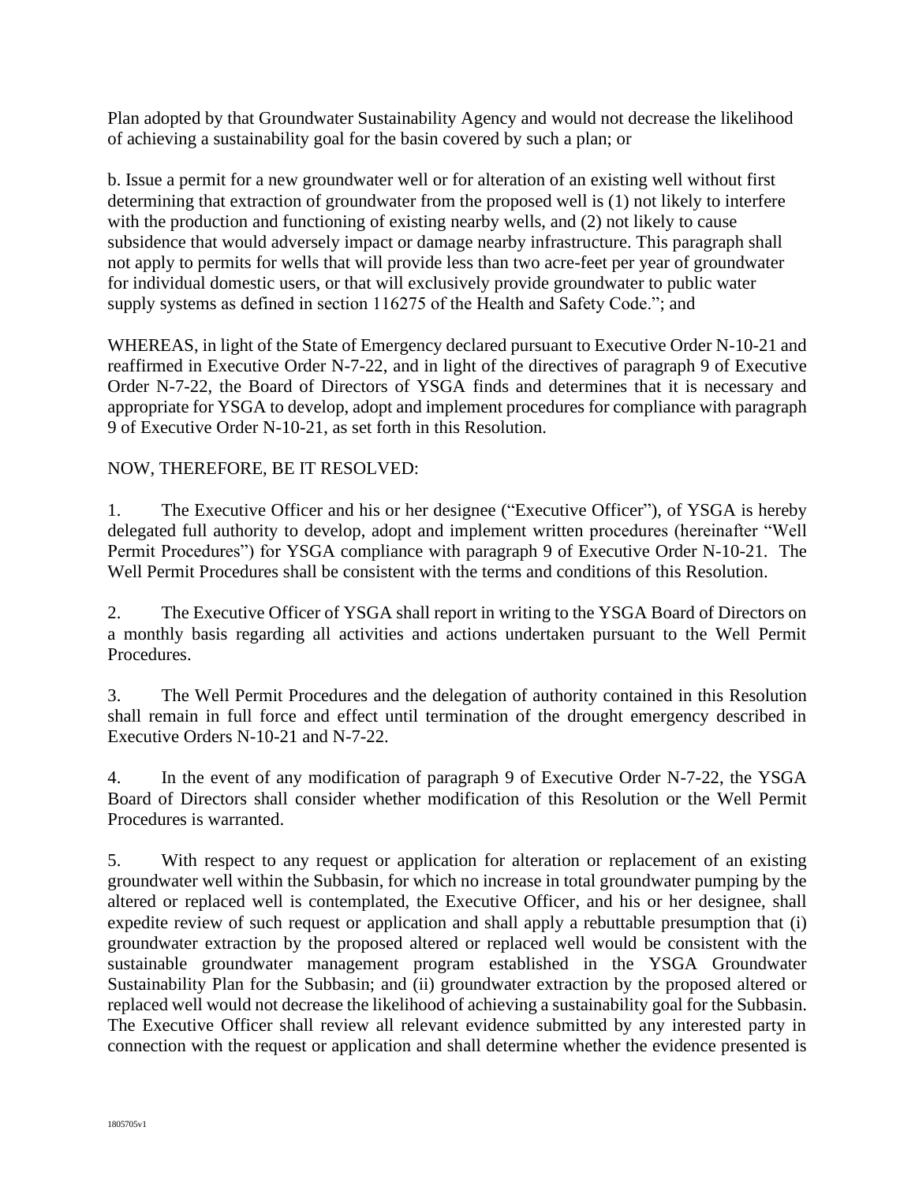Plan adopted by that Groundwater Sustainability Agency and would not decrease the likelihood of achieving a sustainability goal for the basin covered by such a plan; or

b. Issue a permit for a new groundwater well or for alteration of an existing well without first determining that extraction of groundwater from the proposed well is (1) not likely to interfere with the production and functioning of existing nearby wells, and (2) not likely to cause subsidence that would adversely impact or damage nearby infrastructure. This paragraph shall not apply to permits for wells that will provide less than two acre-feet per year of groundwater for individual domestic users, or that will exclusively provide groundwater to public water supply systems as defined in section 116275 of the Health and Safety Code."; and

WHEREAS, in light of the State of Emergency declared pursuant to Executive Order N-10-21 and reaffirmed in Executive Order N-7-22, and in light of the directives of paragraph 9 of Executive Order N-7-22, the Board of Directors of YSGA finds and determines that it is necessary and appropriate for YSGA to develop, adopt and implement procedures for compliance with paragraph 9 of Executive Order N-10-21, as set forth in this Resolution.

NOW, THEREFORE, BE IT RESOLVED:

1. The Executive Officer and his or her designee ("Executive Officer"), of YSGA is hereby delegated full authority to develop, adopt and implement written procedures (hereinafter "Well Permit Procedures") for YSGA compliance with paragraph 9 of Executive Order N-10-21. The Well Permit Procedures shall be consistent with the terms and conditions of this Resolution.

2. The Executive Officer of YSGA shall report in writing to the YSGA Board of Directors on a monthly basis regarding all activities and actions undertaken pursuant to the Well Permit Procedures.

3. The Well Permit Procedures and the delegation of authority contained in this Resolution shall remain in full force and effect until termination of the drought emergency described in Executive Orders N-10-21 and N-7-22.

4. In the event of any modification of paragraph 9 of Executive Order N-7-22, the YSGA Board of Directors shall consider whether modification of this Resolution or the Well Permit Procedures is warranted.

5. With respect to any request or application for alteration or replacement of an existing groundwater well within the Subbasin, for which no increase in total groundwater pumping by the altered or replaced well is contemplated, the Executive Officer, and his or her designee, shall expedite review of such request or application and shall apply a rebuttable presumption that (i) groundwater extraction by the proposed altered or replaced well would be consistent with the sustainable groundwater management program established in the YSGA Groundwater Sustainability Plan for the Subbasin; and (ii) groundwater extraction by the proposed altered or replaced well would not decrease the likelihood of achieving a sustainability goal for the Subbasin. The Executive Officer shall review all relevant evidence submitted by any interested party in connection with the request or application and shall determine whether the evidence presented is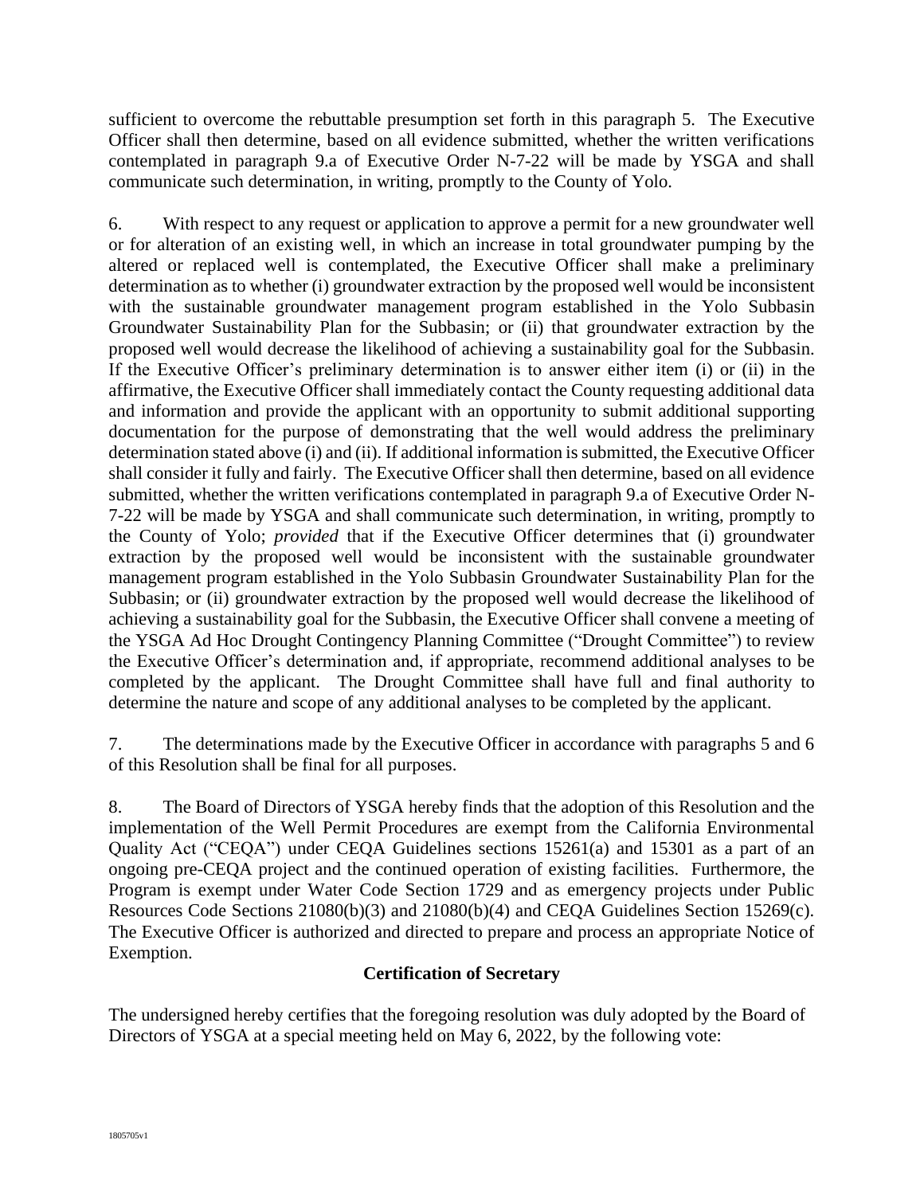sufficient to overcome the rebuttable presumption set forth in this paragraph 5. The Executive Officer shall then determine, based on all evidence submitted, whether the written verifications contemplated in paragraph 9.a of Executive Order N-7-22 will be made by YSGA and shall communicate such determination, in writing, promptly to the County of Yolo.

6. With respect to any request or application to approve a permit for a new groundwater well or for alteration of an existing well, in which an increase in total groundwater pumping by the altered or replaced well is contemplated, the Executive Officer shall make a preliminary determination as to whether (i) groundwater extraction by the proposed well would be inconsistent with the sustainable groundwater management program established in the Yolo Subbasin Groundwater Sustainability Plan for the Subbasin; or (ii) that groundwater extraction by the proposed well would decrease the likelihood of achieving a sustainability goal for the Subbasin. If the Executive Officer's preliminary determination is to answer either item (i) or (ii) in the affirmative, the Executive Officer shall immediately contact the County requesting additional data and information and provide the applicant with an opportunity to submit additional supporting documentation for the purpose of demonstrating that the well would address the preliminary determination stated above (i) and (ii). If additional information is submitted, the Executive Officer shall consider it fully and fairly. The Executive Officer shall then determine, based on all evidence submitted, whether the written verifications contemplated in paragraph 9.a of Executive Order N-7-22 will be made by YSGA and shall communicate such determination, in writing, promptly to the County of Yolo; *provided* that if the Executive Officer determines that (i) groundwater extraction by the proposed well would be inconsistent with the sustainable groundwater management program established in the Yolo Subbasin Groundwater Sustainability Plan for the Subbasin; or (ii) groundwater extraction by the proposed well would decrease the likelihood of achieving a sustainability goal for the Subbasin, the Executive Officer shall convene a meeting of the YSGA Ad Hoc Drought Contingency Planning Committee ("Drought Committee") to review the Executive Officer's determination and, if appropriate, recommend additional analyses to be completed by the applicant. The Drought Committee shall have full and final authority to determine the nature and scope of any additional analyses to be completed by the applicant.

7. The determinations made by the Executive Officer in accordance with paragraphs 5 and 6 of this Resolution shall be final for all purposes.

8. The Board of Directors of YSGA hereby finds that the adoption of this Resolution and the implementation of the Well Permit Procedures are exempt from the California Environmental Quality Act ("CEQA") under CEQA Guidelines sections 15261(a) and 15301 as a part of an ongoing pre-CEQA project and the continued operation of existing facilities. Furthermore, the Program is exempt under Water Code Section 1729 and as emergency projects under Public Resources Code Sections 21080(b)(3) and 21080(b)(4) and CEQA Guidelines Section 15269(c). The Executive Officer is authorized and directed to prepare and process an appropriate Notice of Exemption.

**Certification of Secretary**

The undersigned hereby certifies that the foregoing resolution was duly adopted by the Board of Directors of YSGA at a special meeting held on May 6, 2022, by the following vote: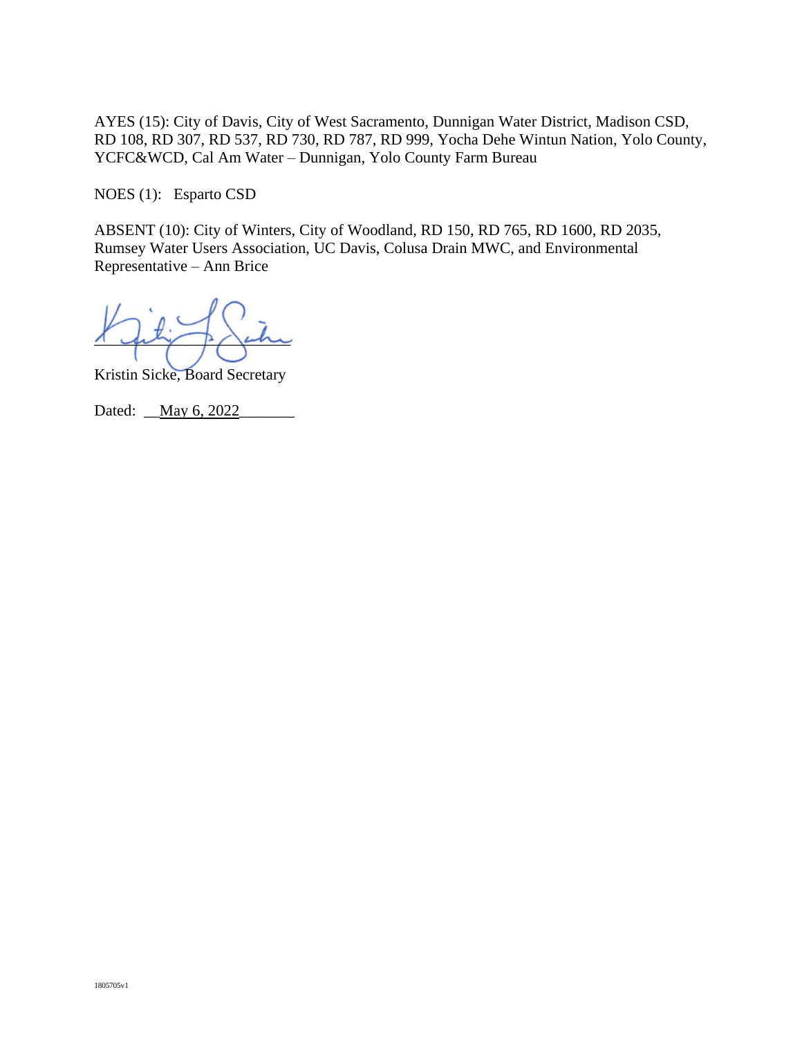AYES (15): City of Davis, City of West Sacramento, Dunnigan Water District, Madison CSD, RD 108, RD 307, RD 537, RD 730, RD 787, RD 999, Yocha Dehe Wintun Nation, Yolo County, YCFC&WCD, Cal Am Water – Dunnigan, Yolo County Farm Bureau

NOES (1): Esparto CSD

ABSENT (10): City of Winters, City of Woodland, RD 150, RD 765, RD 1600, RD 2035, Rumsey Water Users Association, UC Davis, Colusa Drain MWC, and Environmental Representative – Ann Brice

Kristin Sicke, Board Secretary

Dated: May 6, 2022

1805705v1